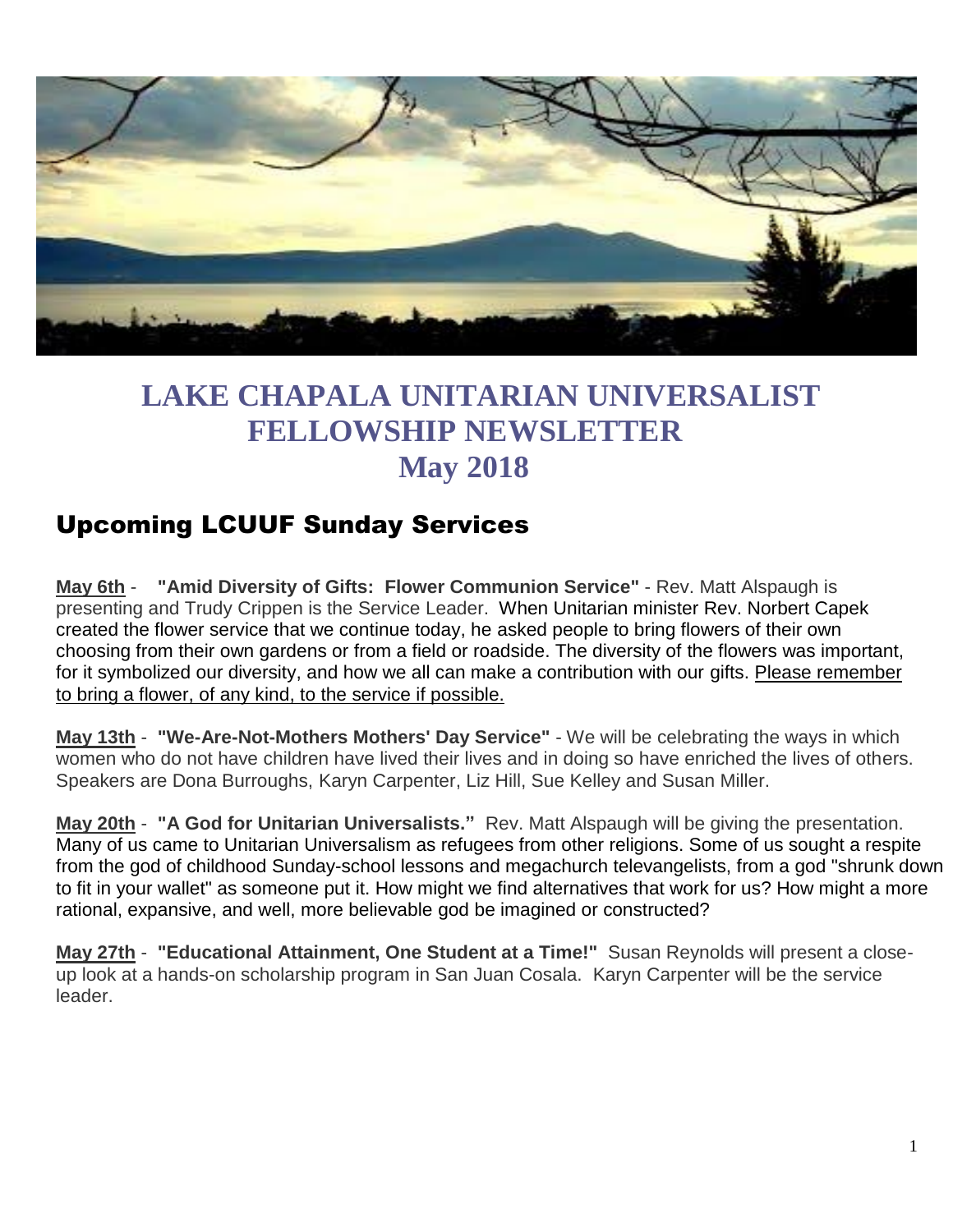# LAKE CHAPALA UNITARIAN UNIVERSALIST FELLOWSHIP NEWSLETTER

# May 2018

## Upcoming LCUUF Sunday Services

**May 6th** - **"Amid Diversity of Gifts: Flower Communion Service"** - Rev. Matt Alspaugh is presenting and Trudy Crippen is the Service Leader. When Unitarian minister Rev. Norbert Capek created the flower service that we continue today, he asked people to bring flowers of their own choosing from their own gardens or from a field or roadside. The diversity of the flowers was important, for it symbolized our diversity, and how we all can make a contribution with our gifts. Please remember to bring a flower, of any kind, to the service if possible.

**May 13th** - **"We-Are-Not-Mothers Mothers' Day Service"** - We will be celebrating the ways in which women who do not have children have lived their lives and in doing so have enriched the lives of others. Speakers are Dona Burroughs, Karyn Carpenter, Liz Hill, Sue Kelley and Susan Miller.

**May 20th** - **"A God for Unitarian Universalists."** Rev. Matt Alspaugh will be giving the presentation. Many of us came to Unitarian Universalism as refugees from other religions. Some of us sought a respite from the god of childhood Sunday-school lessons and megachurch televangelists, from a god "shrunk down to fit in your wallet" as someone put it. How might we find alternatives that work for us? How might a more rational, expansive, and well, more believable god be imagined or constructed?

**May 27th** - **"Educational Attainment, One Student at a Time!"** Susan Reynolds will present a close-up look at a hands-on scholarship program in San Juan Cosala. Karyn Carpenter will be the service leader.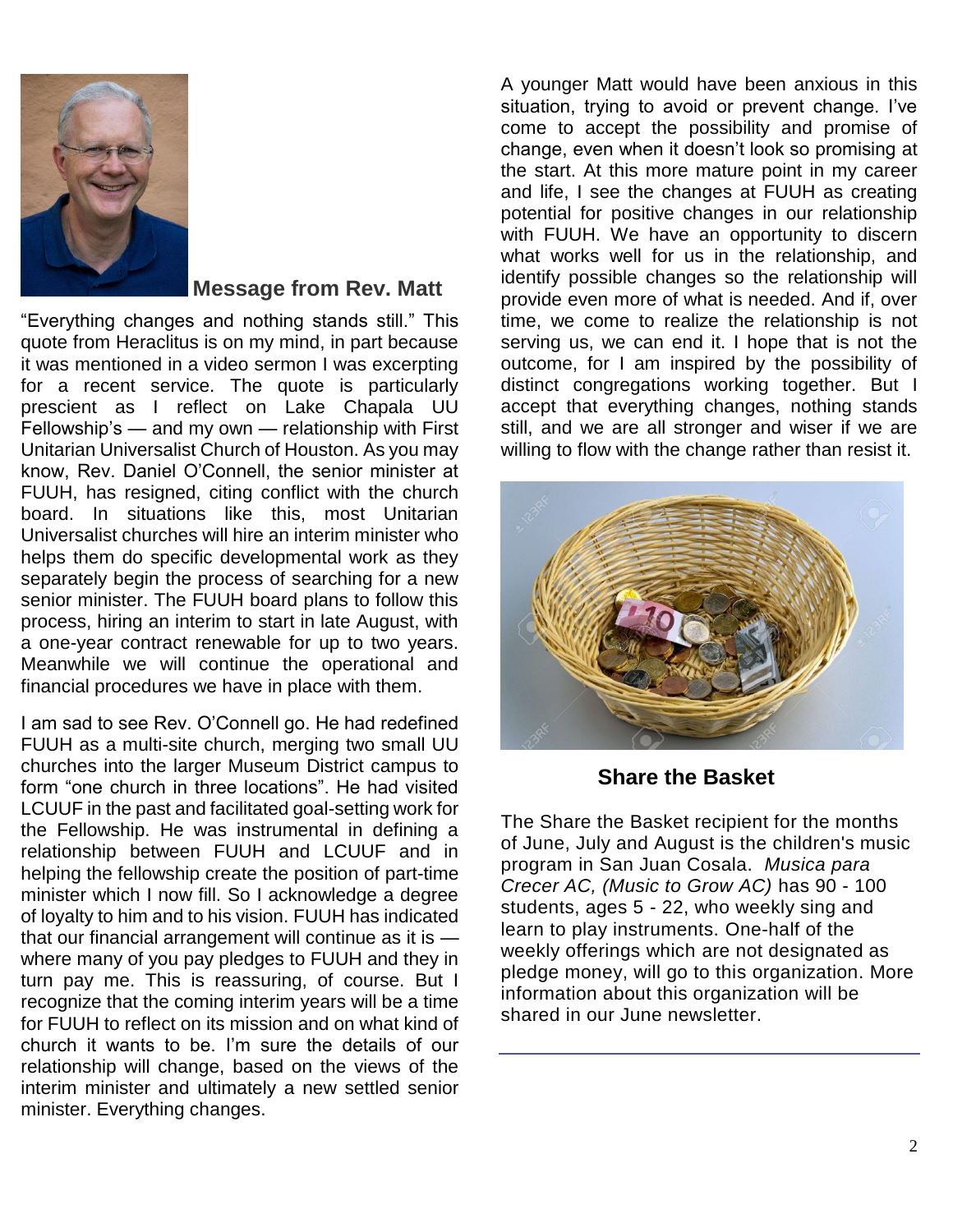## Message from Rev. Matt

"Everything changes and nothing stands still." This quote from Heraclitus is on my mind, in part because it was mentioned in a video sermon I was excerpting for a recent service. The quote is particularly prescient as I reflect on Lake Chapala UU Fellowship's — and my own — relationship with First Unitarian Universalist Church of Houston. As you may know, Rev. Daniel O'Connell, the senior minister at FUUH, has resigned, citing conflict with the church board. In situations like this, most Unitarian Universalist churches will hire an interim minister who helps them do specific developmental work as they separately begin the process of searching for a new senior minister. The FUUH board plans to follow this process, hiring an interim to start in late August, with a one-year contract renewable for up to two years. Meanwhile we will continue the operational and financial procedures we have in place with them.

I am sad to see Rev. O'Connell go. He had redefined FUUH as a multi-site church, merging two small UU churches into the larger Museum District campus to form "one church in three locations". He had visited LCUUF in the past and facilitated goal-setting work for the Fellowship. He was instrumental in defining a relationship between FUUH and LCUUF and in helping the fellowship create the position of part-time minister which I now fill. So I acknowledge a degree of loyalty to him and to his vision. FUUH has indicated that our financial arrangement will continue as it is — where many of you pay pledges to FUUH and they in turn pay me. This is reassuring, of course. But I recognize that the coming interim years will be a time for FUUH to reflect on its mission and on what kind of church it wants to be. I'm sure the details of our relationship will change, based on the views of the interim minister and ultimately a new settled senior minister. Everything changes.

A younger Matt would have been anxious in this situation, trying to avoid or prevent change. I've come to accept the possibility and promise of change, even when it doesn't look so promising at the start. At this more mature point in my career and life, I see the changes at FUUH as creating potential for positive changes in our relationship with FUUH. We have an opportunity to discern what works well for us in the relationship, and identify possible changes so the relationship will provide even more of what is needed. And if, over time, we come to realize the relationship is not serving us, we can end it. I hope that is not the outcome, for I am inspired by the possibility of distinct congregations working together. But I accept that everything changes, nothing stands still, and we are all stronger and wiser if we are willing to flow with the change rather than resist it.

## Share the Basket

The Share the Basket recipient for the months of June, July and August is the children's music program in San Juan Cosala. *Musica para Crecer AC, (Music to Grow AC)* has 90 - 100 students, ages 5 - 22, who weekly sing and learn to play instruments. One-half of the weekly offerings which are not designated as pledge money, will go to this organization. More information about this organization will be shared in our June newsletter.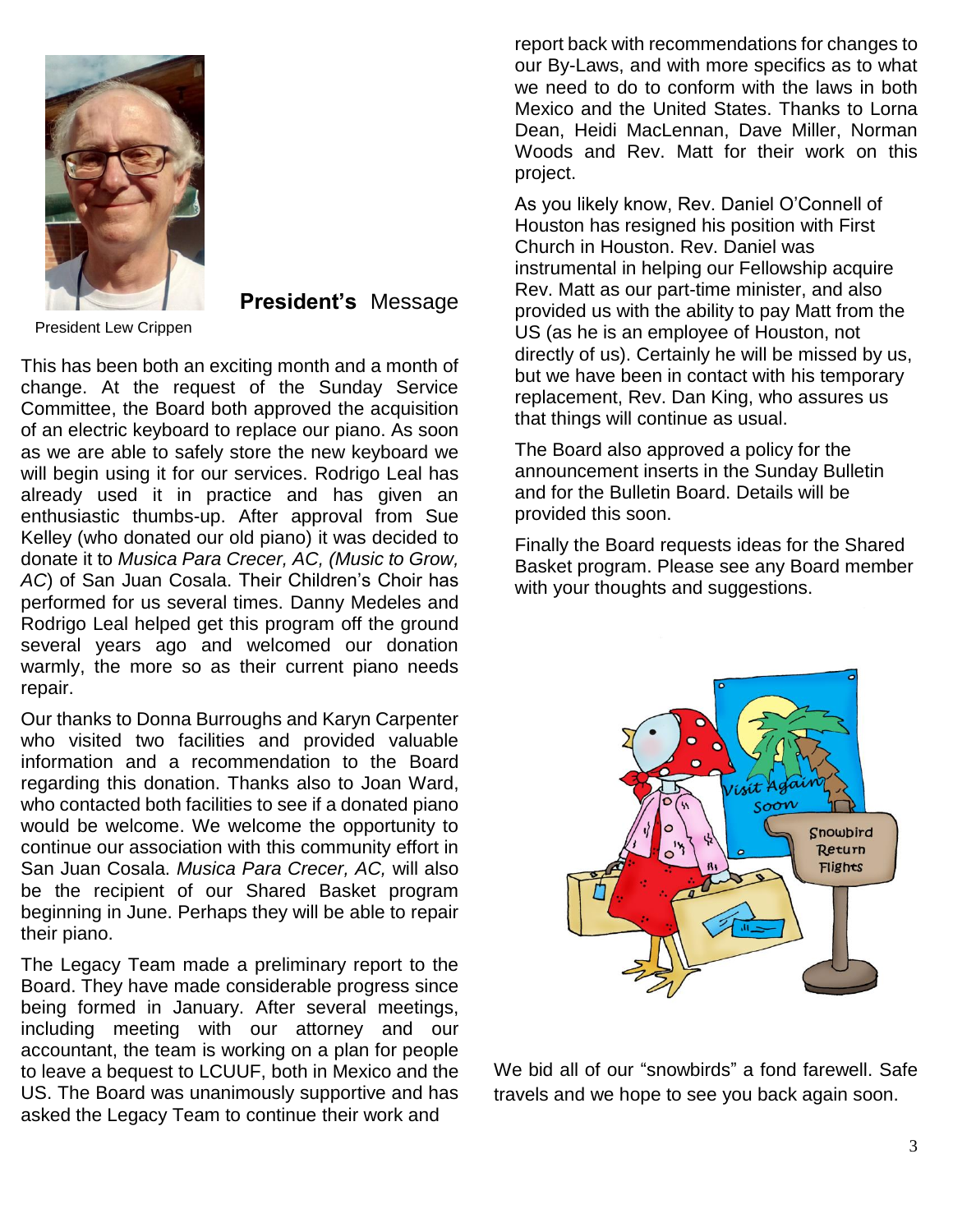## **President's** Message

President Lew Crippen

This has been both an exciting month and a month of change. At the request of the Sunday Service Committee, the Board both approved the acquisition of an electric keyboard to replace our piano. As soon as we are able to safely store the new keyboard we will begin using it for our services. Rodrigo Leal has already used it in practice and has given an enthusiastic thumbs-up. After approval from Sue Kelley (who donated our old piano) it was decided to donate it to *Musica Para Crecer, AC, (Music to Grow, AC*) of San Juan Cosala. Their Children's Choir has performed for us several times. Danny Medeles and Rodrigo Leal helped get this program off the ground several years ago and welcomed our donation warmly, the more so as their current piano needs repair.

Our thanks to Donna Burroughs and Karyn Carpenter who visited two facilities and provided valuable information and a recommendation to the Board regarding this donation. Thanks also to Joan Ward, who contacted both facilities to see if a donated piano would be welcome. We welcome the opportunity to continue our association with this community effort in San Juan Cosala. *Musica Para Crecer, AC,* will also be the recipient of our Shared Basket program beginning in June. Perhaps they will be able to repair their piano.

The Legacy Team made a preliminary report to the Board. They have made considerable progress since being formed in January. After several meetings, including meeting with our attorney and our accountant, the team is working on a plan for people to leave a bequest to LCUUF, both in Mexico and the US. The Board was unanimously supportive and has asked the Legacy Team to continue their work and report back with recommendations for changes to our By-Laws, and with more specifics as to what we need to do to conform with the laws in both Mexico and the United States. Thanks to Lorna Dean, Heidi MacLennan, Dave Miller, Norman Woods and Rev. Matt for their work on this project.

As you likely know, Rev. Daniel O'Connell of Houston has resigned his position with First Church in Houston. Rev. Daniel was instrumental in helping our Fellowship acquire Rev. Matt as our part-time minister, and also provided us with the ability to pay Matt from the US (as he is an employee of Houston, not directly of us). Certainly he will be missed by us, but we have been in contact with his temporary replacement, Rev. Dan King, who assures us that things will continue as usual.

The Board also approved a policy for the announcement inserts in the Sunday Bulletin and for the Bulletin Board. Details will be provided this soon.

Finally the Board requests ideas for the Shared Basket program. Please see any Board member with your thoughts and suggestions.

We bid all of our "snowbirds" a fond farewell. Safe travels and we hope to see you back again soon.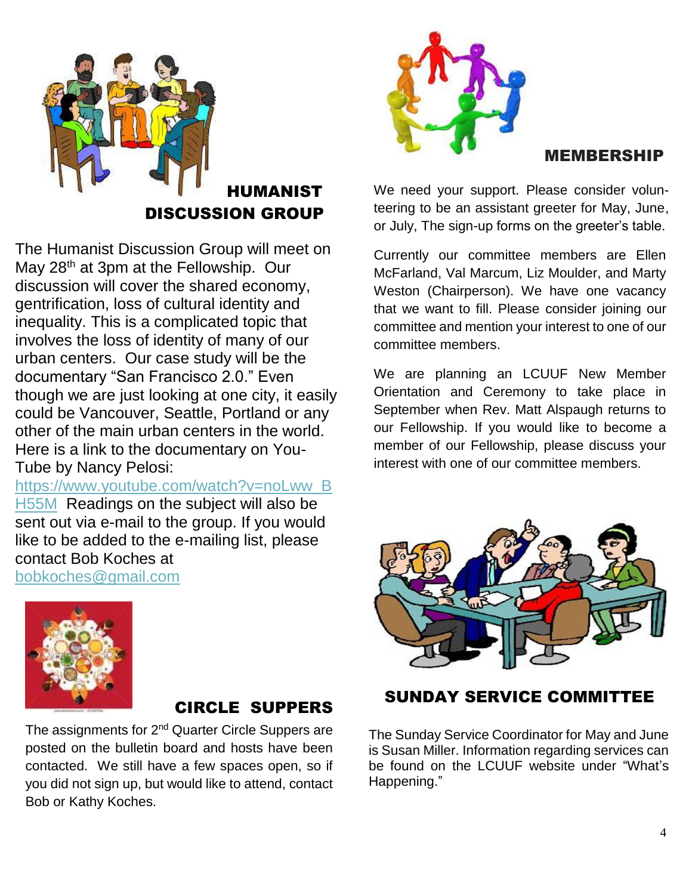## HUMANIST DISCUSSION GROUP

The Humanist Discussion Group will meet on May 28th at 3pm at the Fellowship. Our discussion will cover the shared economy, gentrification, loss of cultural identity and inequality. This is a complicated topic that involves the loss of identity of many of our urban centers. Our case study will be the documentary "San Francisco 2.0." Even though we are just looking at one city, it easily could be Vancouver, Seattle, Portland or any other of the main urban centers in the world. Here is a link to the documentary on You-Tube by Nancy Pelosi: https://www.youtube.com/watch?v=noLww_BH55M Readings on the subject will also be sent out via e-mail to the group. If you would like to be added to the e-mailing list, please contact Bob Koches at bobkoches@gmail.com

## CIRCLE SUPPERS

The assignments for 2nd Quarter Circle Suppers are posted on the bulletin board and hosts have been contacted. We still have a few spaces open, so if you did not sign up, but would like to attend, contact Bob or Kathy Koches.

## MEMBERSHIP

We need your support. Please consider volunteering to be an assistant greeter for May, June, or July, The sign-up forms on the greeter's table.

Currently our committee members are Ellen McFarland, Val Marcum, Liz Moulder, and Marty Weston (Chairperson). We have one vacancy that we want to fill. Please consider joining our committee and mention your interest to one of our committee members.

We are planning an LCUUF New Member Orientation and Ceremony to take place in September when Rev. Matt Alspaugh returns to our Fellowship. If you would like to become a member of our Fellowship, please discuss your interest with one of our committee members.

## SUNDAY SERVICE COMMITTEE

The Sunday Service Coordinator for May and June is Susan Miller. Information regarding services can be found on the LCUUF website under "What's Happening."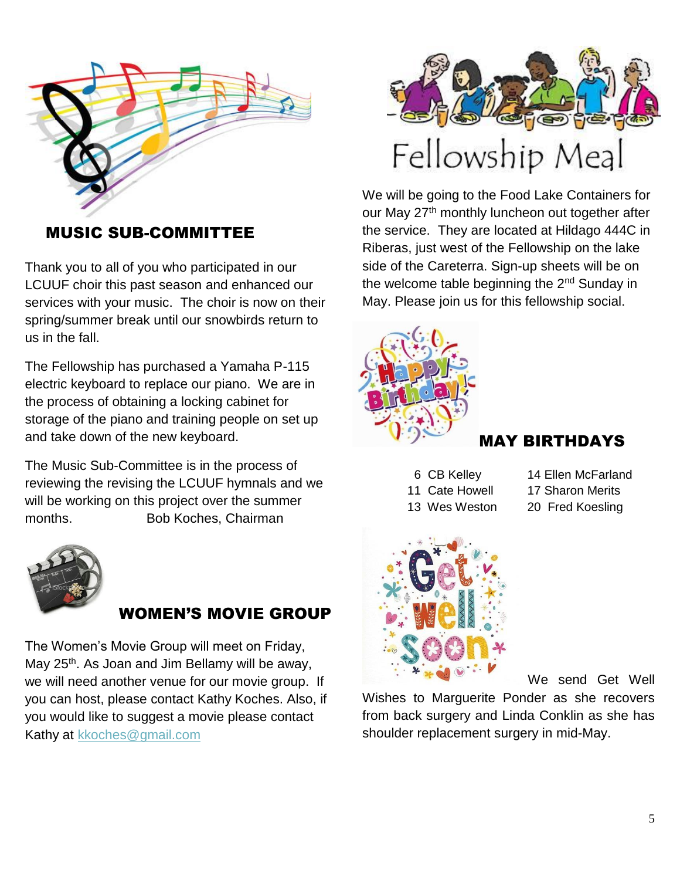## MUSIC SUB-COMMITTEE

Thank you to all of you who participated in our LCUUF choir this past season and enhanced our services with your music. The choir is now on their spring/summer break until our snowbirds return to us in the fall.

The Fellowship has purchased a Yamaha P-115 electric keyboard to replace our piano. We are in the process of obtaining a locking cabinet for storage of the piano and training people on set up and take down of the new keyboard.

The Music Sub-Committee is in the process of reviewing the revising the LCUUF hymnals and we will be working on this project over the summer months. Bob Koches, Chairman

## WOMEN'S MOVIE GROUP

The Women's Movie Group will meet on Friday, May 25th. As Joan and Jim Bellamy will be away, we will need another venue for our movie group. If you can host, please contact Kathy Koches. Also, if you would like to suggest a movie please contact Kathy at kkoches@gmail.com

## Fellowship Meal

We will be going to the Food Lake Containers for our May 27th monthly luncheon out together after the service. They are located at Hildago 444C in Riberas, just west of the Fellowship on the lake side of the Careterra. Sign-up sheets will be on the welcome table beginning the 2nd Sunday in May. Please join us for this fellowship social.

## MAY BIRTHDAYS

6 CB Kelley
11 Cate Howell
13 Wes Weston
14 Ellen McFarland
17 Sharon Merits
20 Fred Koesling

We send Get Well Wishes to Marguerite Ponder as she recovers from back surgery and Linda Conklin as she has shoulder replacement surgery in mid-May.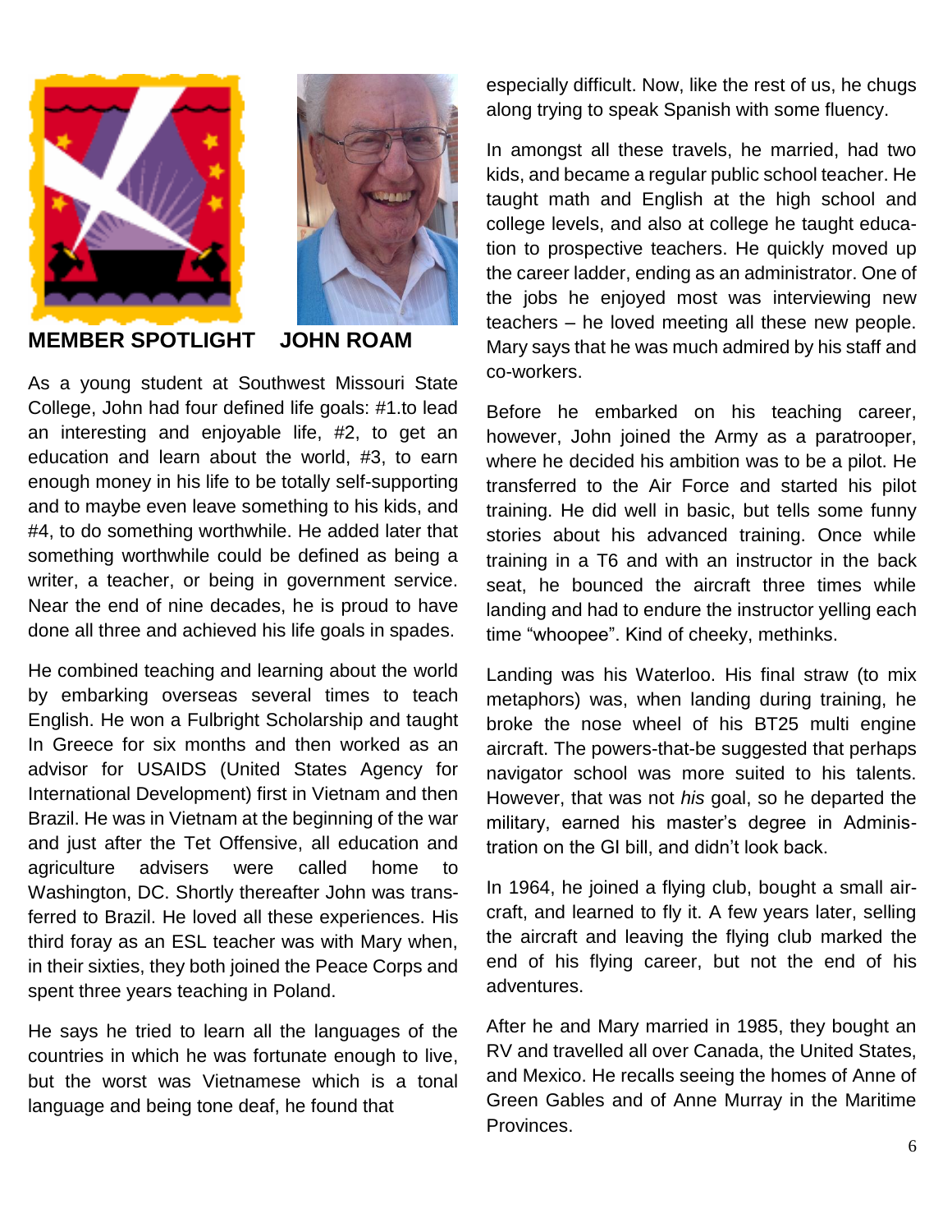## MEMBER SPOTLIGHT JOHN ROAM

As a young student at Southwest Missouri State College, John had four defined life goals: #1.to lead an interesting and enjoyable life, #2, to get an education and learn about the world, #3, to earn enough money in his life to be totally self-supporting and to maybe even leave something to his kids, and #4, to do something worthwhile. He added later that something worthwhile could be defined as being a writer, a teacher, or being in government service. Near the end of nine decades, he is proud to have done all three and achieved his life goals in spades.

He combined teaching and learning about the world by embarking overseas several times to teach English. He won a Fulbright Scholarship and taught In Greece for six months and then worked as an advisor for USAIDS (United States Agency for International Development) first in Vietnam and then Brazil. He was in Vietnam at the beginning of the war and just after the Tet Offensive, all education and agriculture advisers were called home to Washington, DC. Shortly thereafter John was transferred to Brazil. He loved all these experiences. His third foray as an ESL teacher was with Mary when, in their sixties, they both joined the Peace Corps and spent three years teaching in Poland.

He says he tried to learn all the languages of the countries in which he was fortunate enough to live, but the worst was Vietnamese which is a tonal language and being tone deaf, he found that especially difficult. Now, like the rest of us, he chugs along trying to speak Spanish with some fluency.

In amongst all these travels, he married, had two kids, and became a regular public school teacher. He taught math and English at the high school and college levels, and also at college he taught education to prospective teachers. He quickly moved up the career ladder, ending as an administrator. One of the jobs he enjoyed most was interviewing new teachers – he loved meeting all these new people. Mary says that he was much admired by his staff and co-workers.

Before he embarked on his teaching career, however, John joined the Army as a paratrooper, where he decided his ambition was to be a pilot. He transferred to the Air Force and started his pilot training. He did well in basic, but tells some funny stories about his advanced training. Once while training in a T6 and with an instructor in the back seat, he bounced the aircraft three times while landing and had to endure the instructor yelling each time "whoopee". Kind of cheeky, methinks.

Landing was his Waterloo. His final straw (to mix metaphors) was, when landing during training, he broke the nose wheel of his BT25 multi engine aircraft. The powers-that-be suggested that perhaps navigator school was more suited to his talents. However, that was not *his* goal, so he departed the military, earned his master's degree in Administration on the GI bill, and didn't look back.

In 1964, he joined a flying club, bought a small aircraft, and learned to fly it. A few years later, selling the aircraft and leaving the flying club marked the end of his flying career, but not the end of his adventures.

After he and Mary married in 1985, they bought an RV and travelled all over Canada, the United States, and Mexico. He recalls seeing the homes of Anne of Green Gables and of Anne Murray in the Maritime Provinces.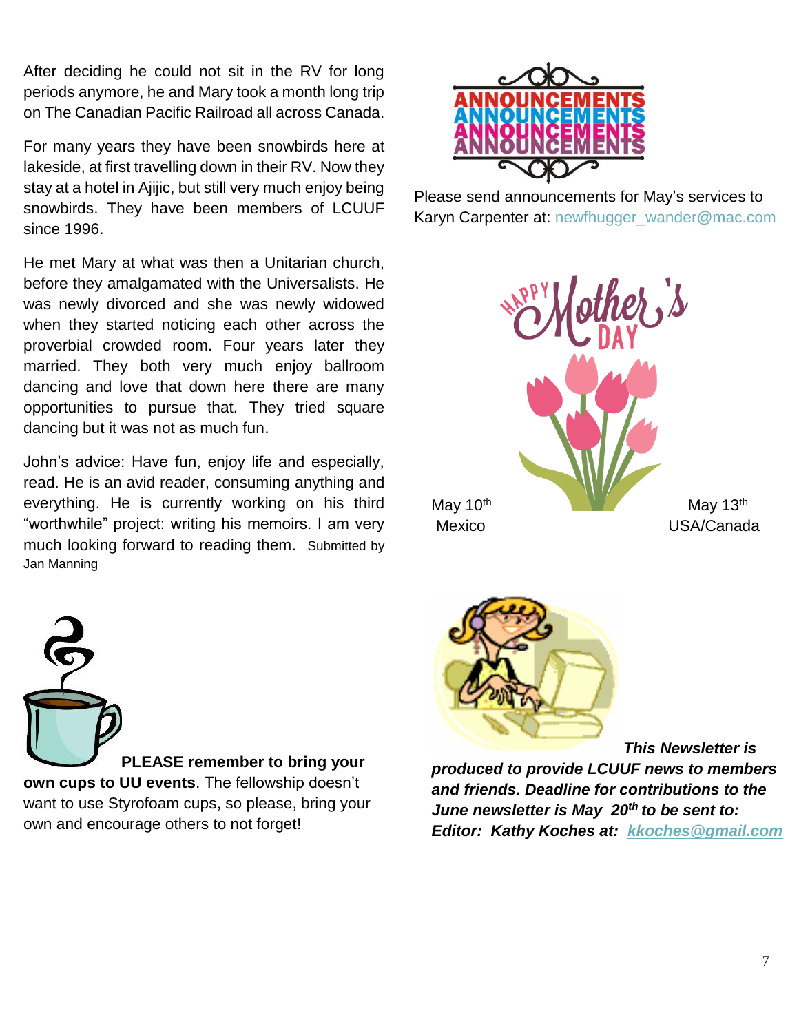After deciding he could not sit in the RV for long periods anymore, he and Mary took a month long trip on The Canadian Pacific Railroad all across Canada.

For many years they have been snowbirds here at lakeside, at first travelling down in their RV. Now they stay at a hotel in Ajijic, but still very much enjoy being snowbirds. They have been members of LCUUF since 1996.

He met Mary at what was then a Unitarian church, before they amalgamated with the Universalists. He was newly divorced and she was newly widowed when they started noticing each other across the proverbial crowded room. Four years later they married. They both very much enjoy ballroom dancing and love that down here there are many opportunities to pursue that. They tried square dancing but it was not as much fun.

John's advice: Have fun, enjoy life and especially, read. He is an avid reader, consuming anything and everything. He is currently working on his third "worthwhile" project: writing his memoirs. I am very much looking forward to reading them. Submitted by Jan Manning

**PLEASE remember to bring your own cups to UU events**. The fellowship doesn't want to use Styrofoam cups, so please, bring your own and encourage others to not forget!

ANNOUNCEMENTS

Please send announcements for May's services to Karyn Carpenter at: newfhugger_wander@mac.com

Happy Mother's Day

May 10th Mexico

May 13th USA/Canada

***This Newsletter is produced to provide LCUUF news to members and friends. Deadline for contributions to the June newsletter is May 20th to be sent to: Editor: Kathy Koches at: kkoches@gmail.com***